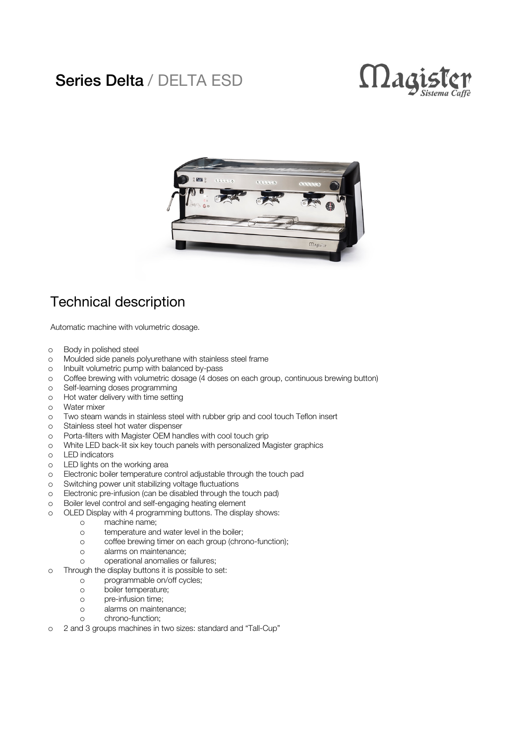# Series Delta / DELTA ESD

Magister *Sistema Caffè*

## Technical description

Automatic machine with volumetric dosage.

- Body in polished steel
- Moulded side panels polyurethane with stainless steel frame
- Inbuilt volumetric pump with balanced by-pass
- Coffee brewing with volumetric dosage (4 doses on each group, continuous brewing button)
- Self-learning doses programming
- Hot water delivery with time setting
- Water mixer
- Two steam wands in stainless steel with rubber grip and cool touch Teflon insert
- Stainless steel hot water dispenser
- Porta-filters with Magister OEM handles with cool touch grip
- White LED back-lit six key touch panels with personalized Magister graphics
- LED indicators
- LED lights on the working area
- Electronic boiler temperature control adjustable through the touch pad
- Switching power unit stabilizing voltage fluctuations
- Electronic pre-infusion (can be disabled through the touch pad)
- Boiler level control and self-engaging heating element
- OLED Display with 4 programming buttons. The display shows:
  - machine name;
  - temperature and water level in the boiler;
  - coffee brewing timer on each group (chrono-function);
  - alarms on maintenance;
  - operational anomalies or failures;
- Through the display buttons it is possible to set:
  - programmable on/off cycles;
  - boiler temperature;
  - pre-infusion time;
  - alarms on maintenance;
  - chrono-function;
- 2 and 3 groups machines in two sizes: standard and "Tall-Cup"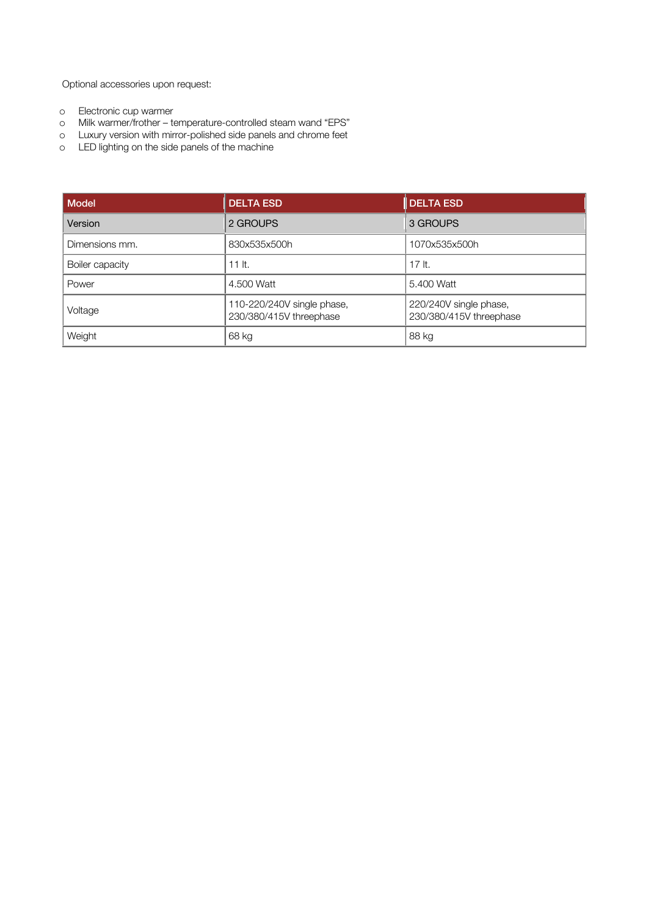Optional accessories upon request:

- Electronic cup warmer
- Milk warmer/frother – temperature-controlled steam wand "EPS"
- Luxury version with mirror-polished side panels and chrome feet
- LED lighting on the side panels of the machine

| Model | DELTA ESD | DELTA ESD |
|---|---|---|
| Version | 2 GROUPS | 3 GROUPS |
| Dimensions mm. | 830x535x500h | 1070x535x500h |
| Boiler capacity | 11 lt. | 17 lt. |
| Power | 4.500 Watt | 5.400 Watt |
| Voltage | 110-220/240V single phase, 230/380/415V threephase | 220/240V single phase, 230/380/415V threephase |
| Weight | 68 kg | 88 kg |